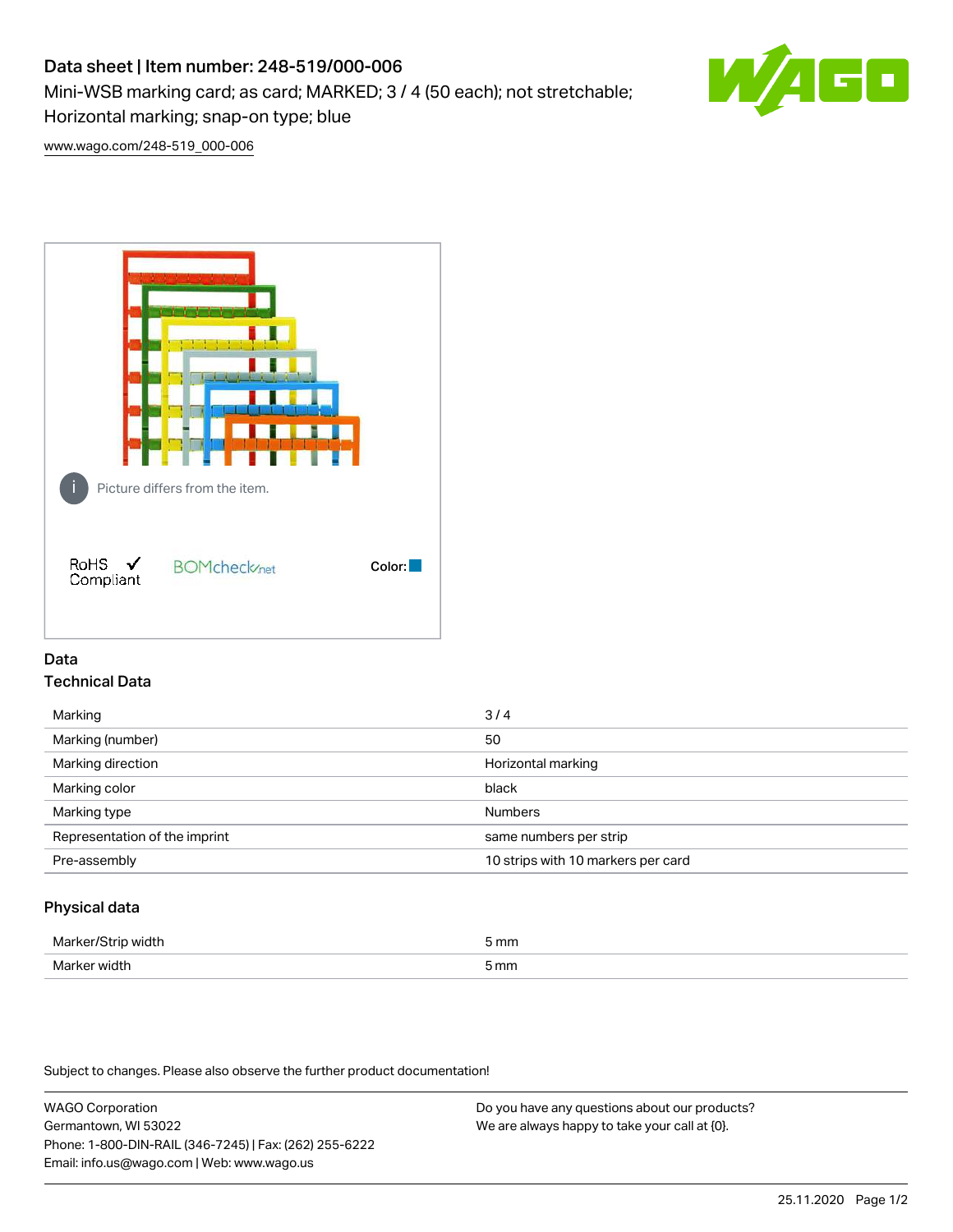# Data sheet | Item number: 248-519/000-006

Mini-WSB marking card; as card; MARKED; 3 / 4 (50 each); not stretchable; Horizontal marking; snap-on type; blue

www.wago.com/248-519_000-006

Picture differs from the item.

RoHS Compliant

BOMcheck.net

Color:

## Data

### Technical Data

| | |
|---|---|
| Marking | 3 / 4 |
| Marking (number) | 50 |
| Marking direction | Horizontal marking |
| Marking color | black |
| Marking type | Numbers |
| Representation of the imprint | same numbers per strip |
| Pre-assembly | 10 strips with 10 markers per card |

### Physical data

| | |
|---|---|
| Marker/Strip width | 5 mm |
| Marker width | 5 mm |

Subject to changes. Please also observe the further product documentation!

WAGO Corporation
Germantown, WI 53022
Phone: 1-800-DIN-RAIL (346-7245) | Fax: (262) 255-6222
Email: info.us@wago.com | Web: www.wago.us

Do you have any questions about our products?
We are always happy to take your call at {0}.

25.11.2020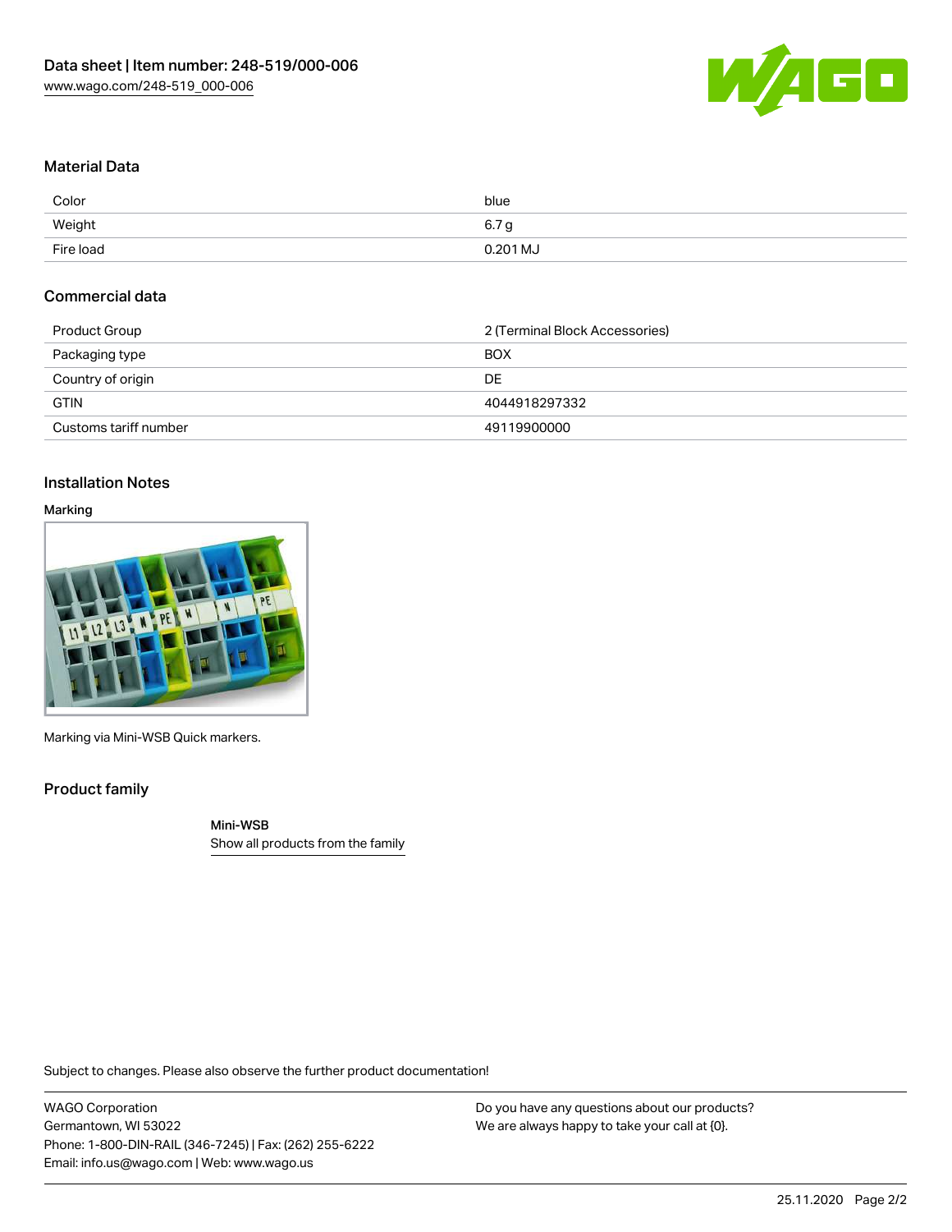## Material Data

| | |
|---|---|
| Color | blue |
| Weight | 6.7 g |
| Fire load | 0.201 MJ |

## Commercial data

| | |
|---|---|
| Product Group | 2 (Terminal Block Accessories) |
| Packaging type | BOX |
| Country of origin | DE |
| GTIN | 4044918297332 |
| Customs tariff number | 49119900000 |

## Installation Notes

### Marking

Marking via Mini-WSB Quick markers.

## Product family

Mini-WSB
Show all products from the family

Subject to changes. Please also observe the further product documentation!

WAGO Corporation
Germantown, WI 53022
Phone: 1-800-DIN-RAIL (346-7245) | Fax: (262) 255-6222
Email: info.us@wago.com | Web: www.wago.us

Do you have any questions about our products?
We are always happy to take your call at {0}.